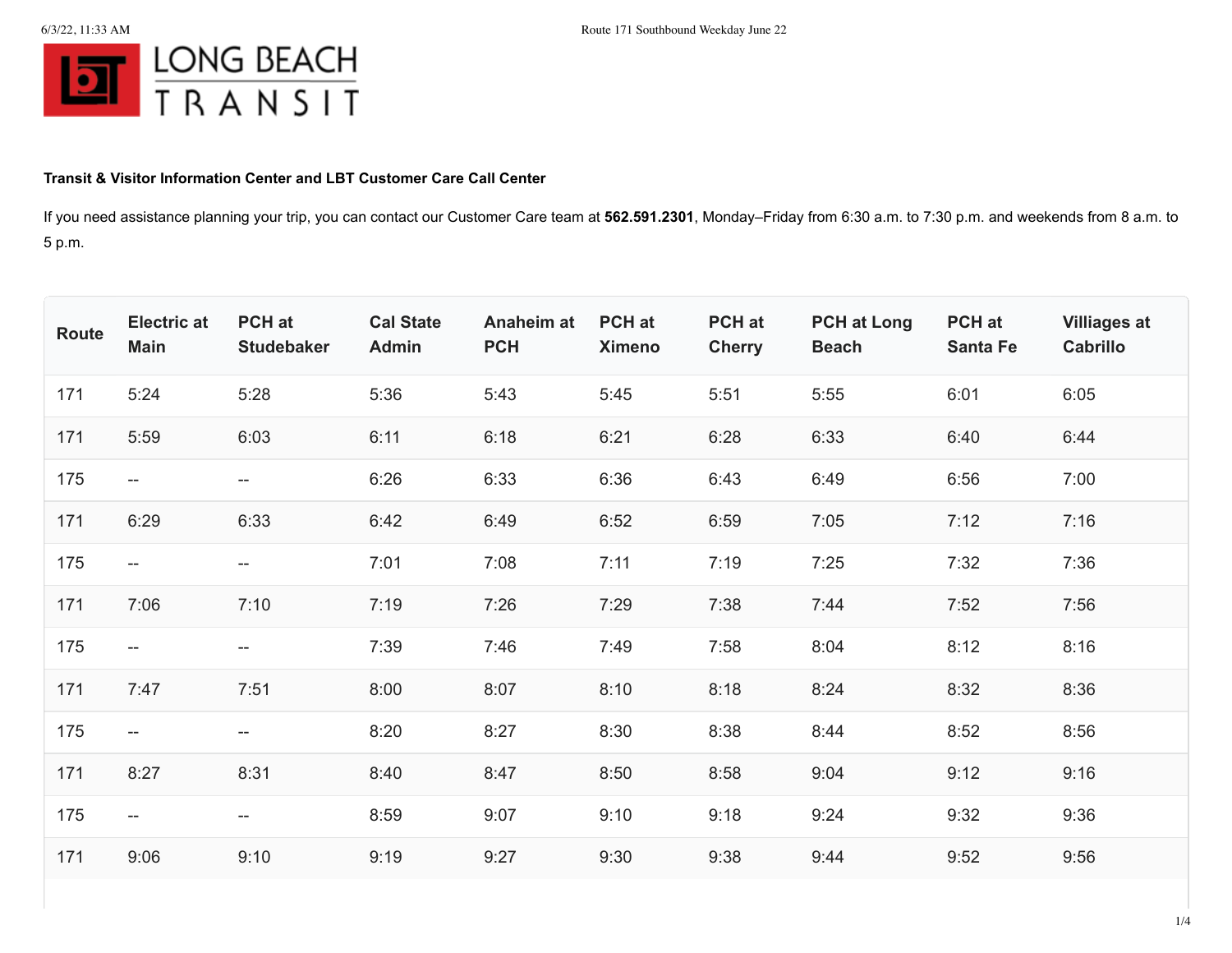LONG BEACH TRANSIT

**Transit & Visitor Information Center and LBT Customer Care Call Center**

If you need assistance planning your trip, you can contact our Customer Care team at **562.591.2301**, Monday–Friday from 6:30 a.m. to 7:30 p.m. and weekends from 8 a.m. to 5 p.m.

| Route | Electric at Main | PCH at Studebaker | Cal State Admin | Anaheim at PCH | PCH at Ximeno | PCH at Cherry | PCH at Long Beach | PCH at Santa Fe | Villiages at Cabrillo |
|---|---|---|---|---|---|---|---|---|---|
| 171 | 5:24 | 5:28 | 5:36 | 5:43 | 5:45 | 5:51 | 5:55 | 6:01 | 6:05 |
| 171 | 5:59 | 6:03 | 6:11 | 6:18 | 6:21 | 6:28 | 6:33 | 6:40 | 6:44 |
| 175 | -- | -- | 6:26 | 6:33 | 6:36 | 6:43 | 6:49 | 6:56 | 7:00 |
| 171 | 6:29 | 6:33 | 6:42 | 6:49 | 6:52 | 6:59 | 7:05 | 7:12 | 7:16 |
| 175 | -- | -- | 7:01 | 7:08 | 7:11 | 7:19 | 7:25 | 7:32 | 7:36 |
| 171 | 7:06 | 7:10 | 7:19 | 7:26 | 7:29 | 7:38 | 7:44 | 7:52 | 7:56 |
| 175 | -- | -- | 7:39 | 7:46 | 7:49 | 7:58 | 8:04 | 8:12 | 8:16 |
| 171 | 7:47 | 7:51 | 8:00 | 8:07 | 8:10 | 8:18 | 8:24 | 8:32 | 8:36 |
| 175 | -- | -- | 8:20 | 8:27 | 8:30 | 8:38 | 8:44 | 8:52 | 8:56 |
| 171 | 8:27 | 8:31 | 8:40 | 8:47 | 8:50 | 8:58 | 9:04 | 9:12 | 9:16 |
| 175 | -- | -- | 8:59 | 9:07 | 9:10 | 9:18 | 9:24 | 9:32 | 9:36 |
| 171 | 9:06 | 9:10 | 9:19 | 9:27 | 9:30 | 9:38 | 9:44 | 9:52 | 9:56 |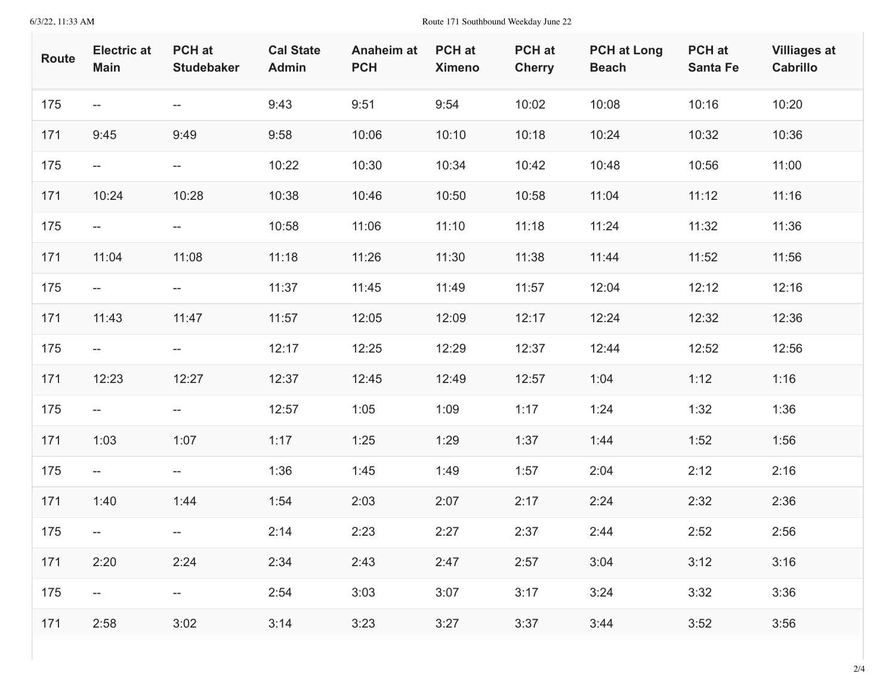| Route | Electric at Main | PCH at Studebaker | Cal State Admin | Anaheim at PCH | PCH at Ximeno | PCH at Cherry | PCH at Long Beach | PCH at Santa Fe | Villiages at Cabrillo |
|---|---|---|---|---|---|---|---|---|---|
| 175 | -- | -- | 9:43 | 9:51 | 9:54 | 10:02 | 10:08 | 10:16 | 10:20 |
| 171 | 9:45 | 9:49 | 9:58 | 10:06 | 10:10 | 10:18 | 10:24 | 10:32 | 10:36 |
| 175 | -- | -- | 10:22 | 10:30 | 10:34 | 10:42 | 10:48 | 10:56 | 11:00 |
| 171 | 10:24 | 10:28 | 10:38 | 10:46 | 10:50 | 10:58 | 11:04 | 11:12 | 11:16 |
| 175 | -- | -- | 10:58 | 11:06 | 11:10 | 11:18 | 11:24 | 11:32 | 11:36 |
| 171 | 11:04 | 11:08 | 11:18 | 11:26 | 11:30 | 11:38 | 11:44 | 11:52 | 11:56 |
| 175 | -- | -- | 11:37 | 11:45 | 11:49 | 11:57 | 12:04 | 12:12 | 12:16 |
| 171 | 11:43 | 11:47 | 11:57 | 12:05 | 12:09 | 12:17 | 12:24 | 12:32 | 12:36 |
| 175 | -- | -- | 12:17 | 12:25 | 12:29 | 12:37 | 12:44 | 12:52 | 12:56 |
| 171 | 12:23 | 12:27 | 12:37 | 12:45 | 12:49 | 12:57 | 1:04 | 1:12 | 1:16 |
| 175 | -- | -- | 12:57 | 1:05 | 1:09 | 1:17 | 1:24 | 1:32 | 1:36 |
| 171 | 1:03 | 1:07 | 1:17 | 1:25 | 1:29 | 1:37 | 1:44 | 1:52 | 1:56 |
| 175 | -- | -- | 1:36 | 1:45 | 1:49 | 1:57 | 2:04 | 2:12 | 2:16 |
| 171 | 1:40 | 1:44 | 1:54 | 2:03 | 2:07 | 2:17 | 2:24 | 2:32 | 2:36 |
| 175 | -- | -- | 2:14 | 2:23 | 2:27 | 2:37 | 2:44 | 2:52 | 2:56 |
| 171 | 2:20 | 2:24 | 2:34 | 2:43 | 2:47 | 2:57 | 3:04 | 3:12 | 3:16 |
| 175 | -- | -- | 2:54 | 3:03 | 3:07 | 3:17 | 3:24 | 3:32 | 3:36 |
| 171 | 2:58 | 3:02 | 3:14 | 3:23 | 3:27 | 3:37 | 3:44 | 3:52 | 3:56 |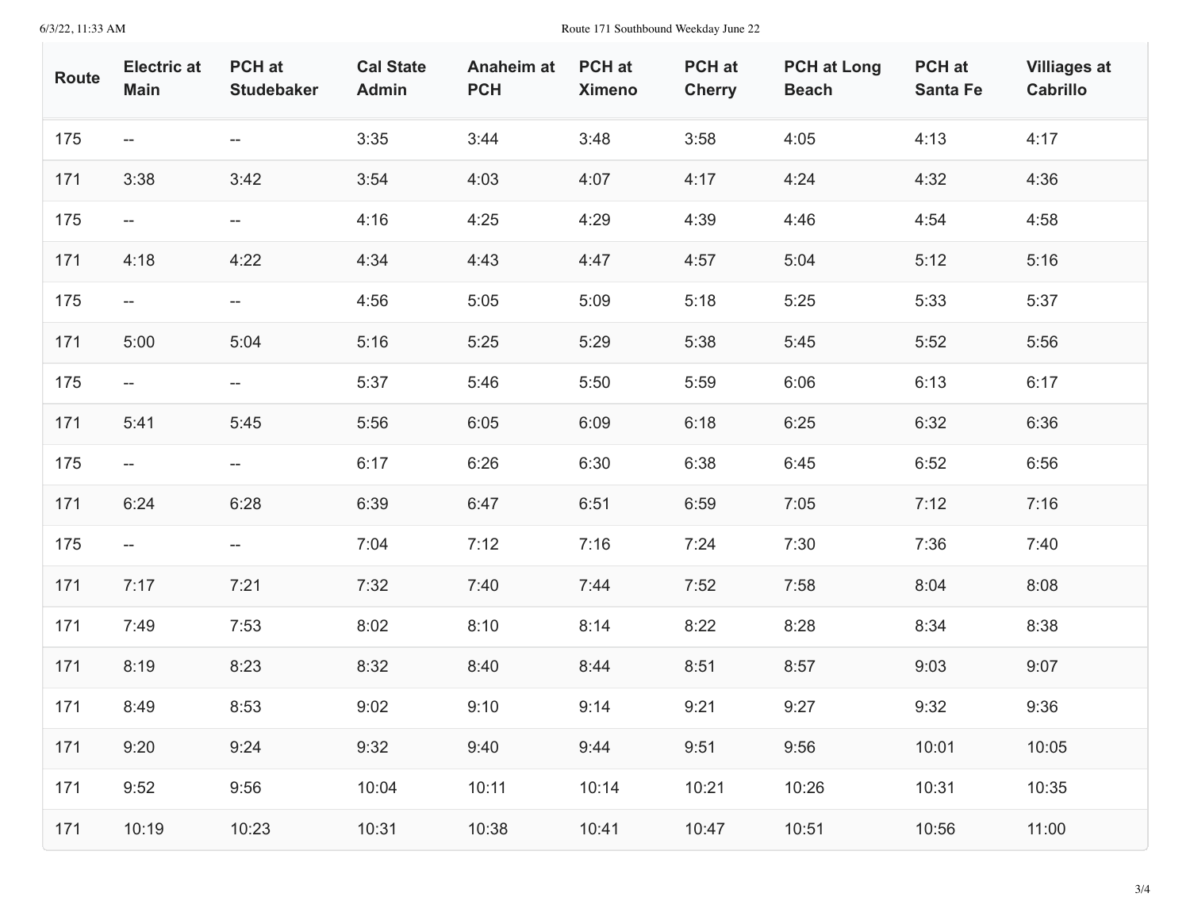| Route | Electric at Main | PCH at Studebaker | Cal State Admin | Anaheim at PCH | PCH at Ximeno | PCH at Cherry | PCH at Long Beach | PCH at Santa Fe | Villiages at Cabrillo |
|---|---|---|---|---|---|---|---|---|---|
| 175 | -- | -- | 3:35 | 3:44 | 3:48 | 3:58 | 4:05 | 4:13 | 4:17 |
| 171 | 3:38 | 3:42 | 3:54 | 4:03 | 4:07 | 4:17 | 4:24 | 4:32 | 4:36 |
| 175 | -- | -- | 4:16 | 4:25 | 4:29 | 4:39 | 4:46 | 4:54 | 4:58 |
| 171 | 4:18 | 4:22 | 4:34 | 4:43 | 4:47 | 4:57 | 5:04 | 5:12 | 5:16 |
| 175 | -- | -- | 4:56 | 5:05 | 5:09 | 5:18 | 5:25 | 5:33 | 5:37 |
| 171 | 5:00 | 5:04 | 5:16 | 5:25 | 5:29 | 5:38 | 5:45 | 5:52 | 5:56 |
| 175 | -- | -- | 5:37 | 5:46 | 5:50 | 5:59 | 6:06 | 6:13 | 6:17 |
| 171 | 5:41 | 5:45 | 5:56 | 6:05 | 6:09 | 6:18 | 6:25 | 6:32 | 6:36 |
| 175 | -- | -- | 6:17 | 6:26 | 6:30 | 6:38 | 6:45 | 6:52 | 6:56 |
| 171 | 6:24 | 6:28 | 6:39 | 6:47 | 6:51 | 6:59 | 7:05 | 7:12 | 7:16 |
| 175 | -- | -- | 7:04 | 7:12 | 7:16 | 7:24 | 7:30 | 7:36 | 7:40 |
| 171 | 7:17 | 7:21 | 7:32 | 7:40 | 7:44 | 7:52 | 7:58 | 8:04 | 8:08 |
| 171 | 7:49 | 7:53 | 8:02 | 8:10 | 8:14 | 8:22 | 8:28 | 8:34 | 8:38 |
| 171 | 8:19 | 8:23 | 8:32 | 8:40 | 8:44 | 8:51 | 8:57 | 9:03 | 9:07 |
| 171 | 8:49 | 8:53 | 9:02 | 9:10 | 9:14 | 9:21 | 9:27 | 9:32 | 9:36 |
| 171 | 9:20 | 9:24 | 9:32 | 9:40 | 9:44 | 9:51 | 9:56 | 10:01 | 10:05 |
| 171 | 9:52 | 9:56 | 10:04 | 10:11 | 10:14 | 10:21 | 10:26 | 10:31 | 10:35 |
| 171 | 10:19 | 10:23 | 10:31 | 10:38 | 10:41 | 10:47 | 10:51 | 10:56 | 11:00 |